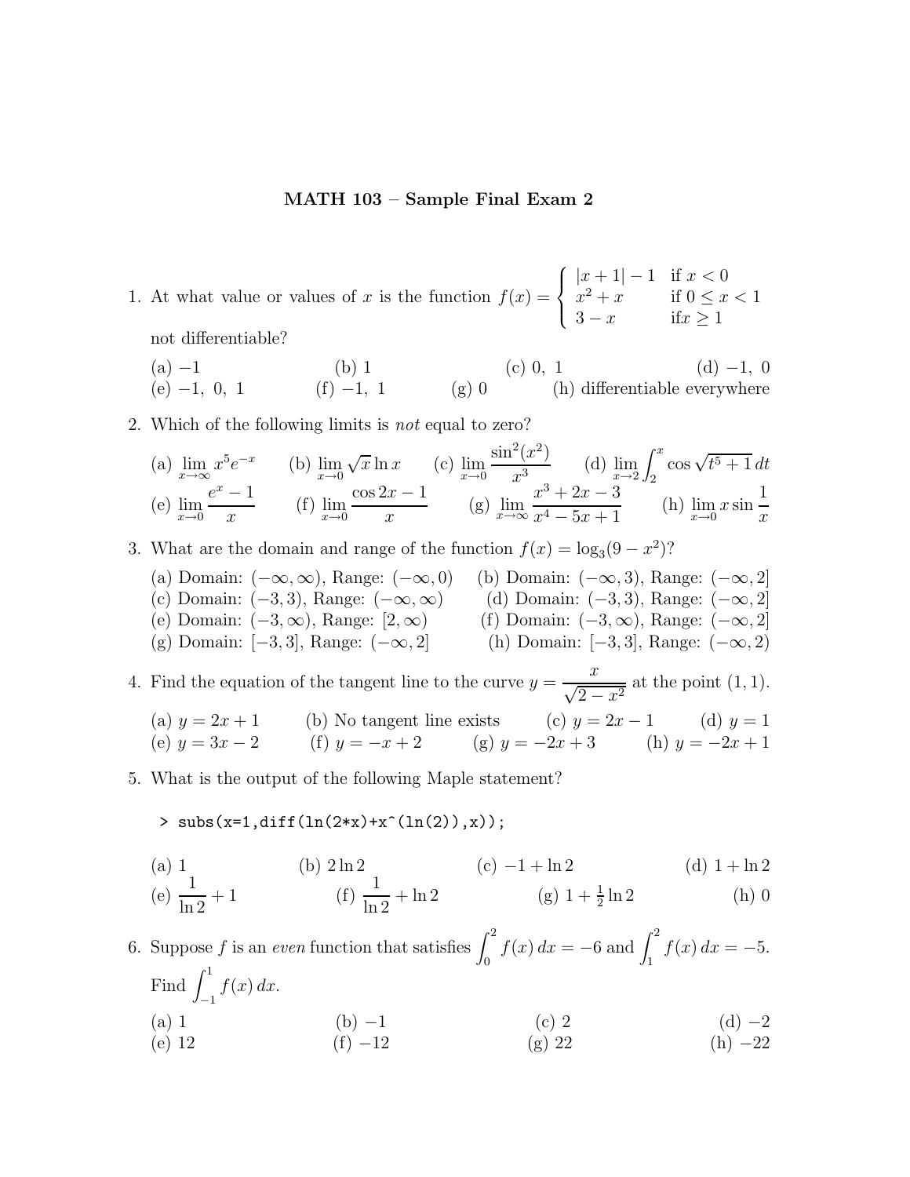# MATH 103 – Sample Final Exam 2

1. At what value or values of $x$ is the function $f(x) = \begin{cases} |x+1| - 1 & \text{if } x < 0 \\ x^2 + x & \text{if } 0 \le x < 1 \\ 3 - x & \text{if} x \ge 1 \end{cases}$ not differentiable?

   (a) $-1$ (b) $1$ (c) $0,\ 1$ (d) $-1,\ 0$
   (e) $-1,\ 0,\ 1$ (f) $-1,\ 1$ (g) $0$ (h) differentiable everywhere

2. Which of the following limits is *not* equal to zero?

   (a) $\lim_{x\to\infty} x^5 e^{-x}$ (b) $\lim_{x\to 0} \sqrt{x}\ln x$ (c) $\lim_{x\to 0} \dfrac{\sin^2(x^2)}{x^3}$ (d) $\lim_{x\to 2} \int_2^x \cos\sqrt{t^5+1}\,dt$
   (e) $\lim_{x\to 0} \dfrac{e^x - 1}{x}$ (f) $\lim_{x\to 0} \dfrac{\cos 2x - 1}{x}$ (g) $\lim_{x\to\infty} \dfrac{x^3+2x-3}{x^4-5x+1}$ (h) $\lim_{x\to 0} x \sin\dfrac{1}{x}$

3. What are the domain and range of the function $f(x) = \log_3(9 - x^2)$?

   (a) Domain: $(-\infty,\infty)$, Range: $(-\infty,0)$ (b) Domain: $(-\infty,3)$, Range: $(-\infty,2]$
   (c) Domain: $(-3,3)$, Range: $(-\infty,\infty)$ (d) Domain: $(-3,3)$, Range: $(-\infty,2]$
   (e) Domain: $(-3,\infty)$, Range: $[2,\infty)$ (f) Domain: $(-3,\infty)$, Range: $(-\infty,2]$
   (g) Domain: $[-3,3]$, Range: $(-\infty,2]$ (h) Domain: $[-3,3]$, Range: $(-\infty,2)$

4. Find the equation of the tangent line to the curve $y = \dfrac{x}{\sqrt{2-x^2}}$ at the point $(1,1)$.

   (a) $y = 2x+1$ (b) No tangent line exists (c) $y = 2x-1$ (d) $y = 1$
   (e) $y = 3x-2$ (f) $y = -x+2$ (g) $y = -2x+3$ (h) $y = -2x+1$

5. What is the output of the following Maple statement?

```
> subs(x=1,diff(ln(2*x)+x^(ln(2)),x));
```

   (a) $1$ (b) $2\ln 2$ (c) $-1+\ln 2$ (d) $1+\ln 2$
   (e) $\dfrac{1}{\ln 2}+1$ (f) $\dfrac{1}{\ln 2}+\ln 2$ (g) $1+\frac{1}{2}\ln 2$ (h) $0$

6. Suppose $f$ is an *even* function that satisfies $\int_0^2 f(x)\,dx = -6$ and $\int_1^2 f(x)\,dx = -5$. Find $\int_{-1}^1 f(x)\,dx$.

   (a) $1$ (b) $-1$ (c) $2$ (d) $-2$
   (e) $12$ (f) $-12$ (g) $22$ (h) $-22$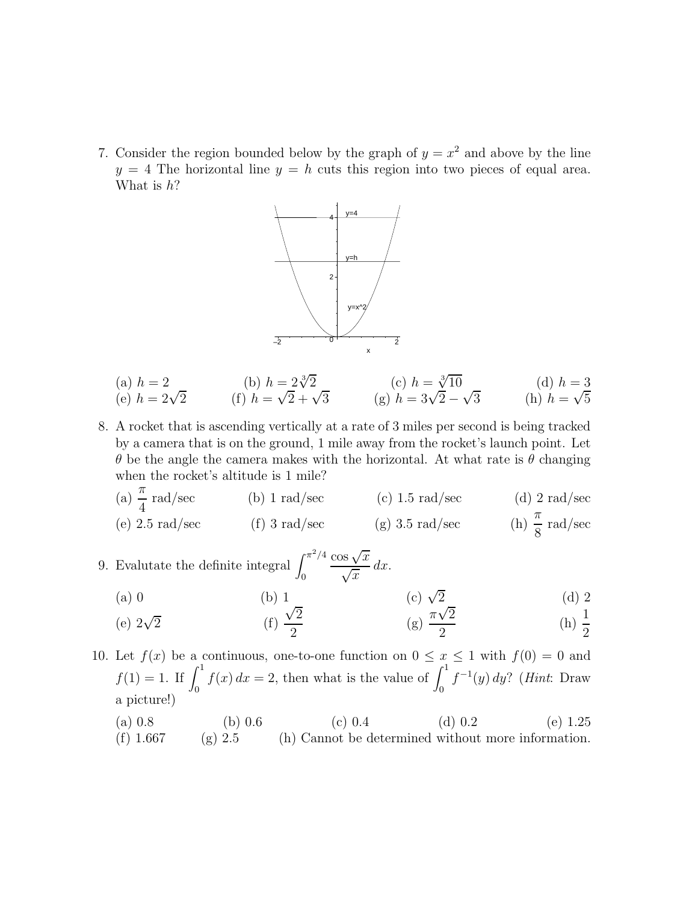7. Consider the region bounded below by the graph of $y = x^2$ and above by the line $y = 4$ The horizontal line $y = h$ cuts this region into two pieces of equal area. What is $h$?

(a) $h = 2$ (b) $h = 2\sqrt[3]{2}$ (c) $h = \sqrt[3]{10}$ (d) $h = 3$
(e) $h = 2\sqrt{2}$ (f) $h = \sqrt{2} + \sqrt{3}$ (g) $h = 3\sqrt{2} - \sqrt{3}$ (h) $h = \sqrt{5}$

8. A rocket that is ascending vertically at a rate of 3 miles per second is being tracked by a camera that is on the ground, 1 mile away from the rocket's launch point. Let $\theta$ be the angle the camera makes with the horizontal. At what rate is $\theta$ changing when the rocket's altitude is 1 mile?

(a) $\dfrac{\pi}{4}$ rad/sec (b) 1 rad/sec (c) 1.5 rad/sec (d) 2 rad/sec
(e) 2.5 rad/sec (f) 3 rad/sec (g) 3.5 rad/sec (h) $\dfrac{\pi}{8}$ rad/sec

9. Evalutate the definite integral $\displaystyle\int_0^{\pi^2/4} \frac{\cos\sqrt{x}}{\sqrt{x}}\,dx$.

(a) 0 (b) 1 (c) $\sqrt{2}$ (d) 2
(e) $2\sqrt{2}$ (f) $\dfrac{\sqrt{2}}{2}$ (g) $\dfrac{\pi\sqrt{2}}{2}$ (h) $\dfrac{1}{2}$

10. Let $f(x)$ be a continuous, one-to-one function on $0 \le x \le 1$ with $f(0) = 0$ and $f(1) = 1$. If $\displaystyle\int_0^1 f(x)\,dx = 2$, then what is the value of $\displaystyle\int_0^1 f^{-1}(y)\,dy$? (*Hint*: Draw a picture!)

(a) 0.8 (b) 0.6 (c) 0.4 (d) 0.2 (e) 1.25
(f) 1.667 (g) 2.5 (h) Cannot be determined without more information.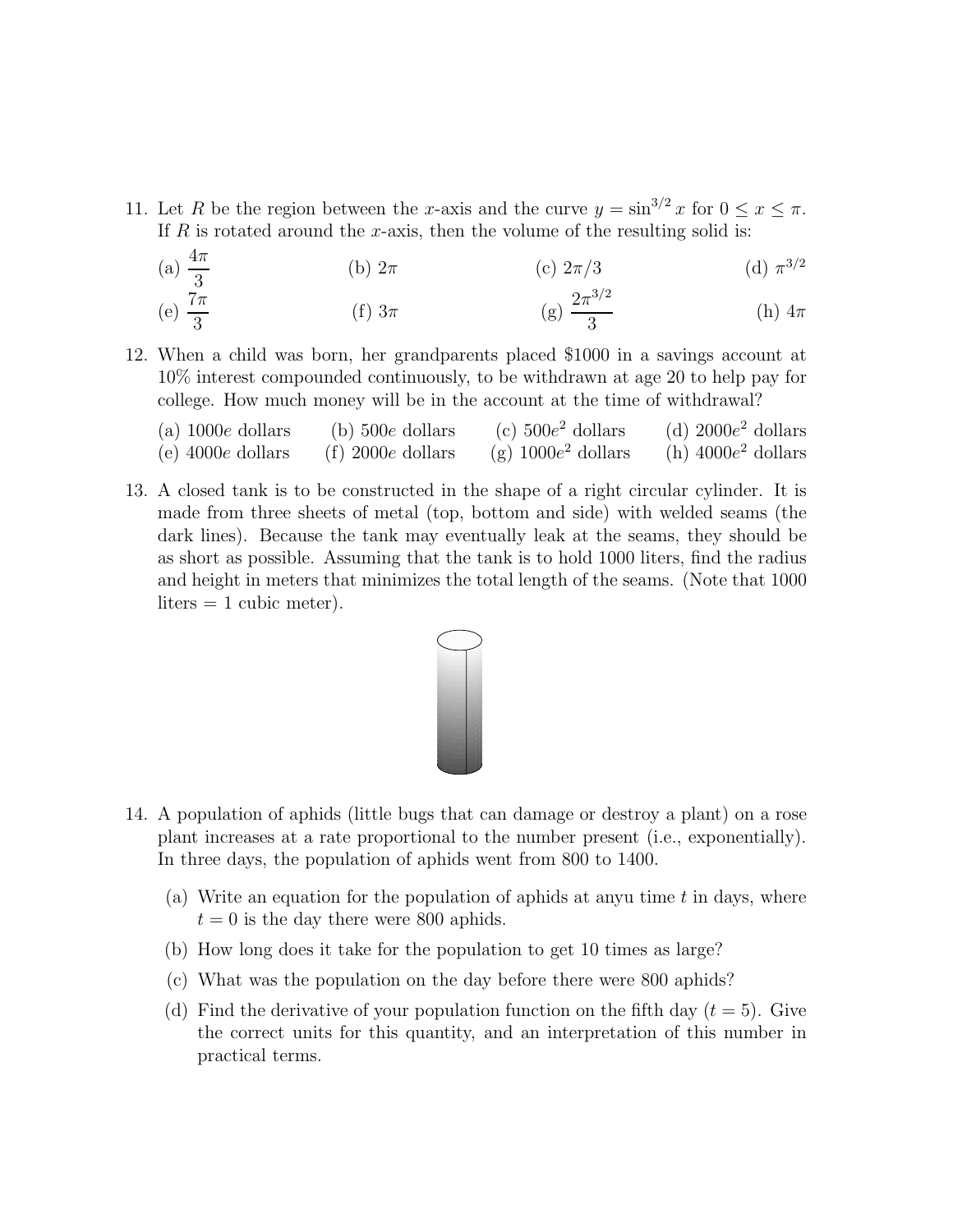11. Let $R$ be the region between the $x$-axis and the curve $y = \sin^{3/2} x$ for $0 \le x \le \pi$. If $R$ is rotated around the $x$-axis, then the volume of the resulting solid is:

    (a) $\dfrac{4\pi}{3}$ (b) $2\pi$ (c) $2\pi/3$ (d) $\pi^{3/2}$

    (e) $\dfrac{7\pi}{3}$ (f) $3\pi$ (g) $\dfrac{2\pi^{3/2}}{3}$ (h) $4\pi$

12. When a child was born, her grandparents placed \$1000 in a savings account at 10% interest compounded continuously, to be withdrawn at age 20 to help pay for college. How much money will be in the account at the time of withdrawal?

    (a) $1000e$ dollars (b) $500e$ dollars (c) $500e^2$ dollars (d) $2000e^2$ dollars

    (e) $4000e$ dollars (f) $2000e$ dollars (g) $1000e^2$ dollars (h) $4000e^2$ dollars

13. A closed tank is to be constructed in the shape of a right circular cylinder. It is made from three sheets of metal (top, bottom and side) with welded seams (the dark lines). Because the tank may eventually leak at the seams, they should be as short as possible. Assuming that the tank is to hold 1000 liters, find the radius and height in meters that minimizes the total length of the seams. (Note that 1000 liters = 1 cubic meter).

14. A population of aphids (little bugs that can damage or destroy a plant) on a rose plant increases at a rate proportional to the number present (i.e., exponentially). In three days, the population of aphids went from 800 to 1400.

    (a) Write an equation for the population of aphids at anyu time $t$ in days, where $t = 0$ is the day there were 800 aphids.

    (b) How long does it take for the population to get 10 times as large?

    (c) What was the population on the day before there were 800 aphids?

    (d) Find the derivative of your population function on the fifth day ($t = 5$). Give the correct units for this quantity, and an interpretation of this number in practical terms.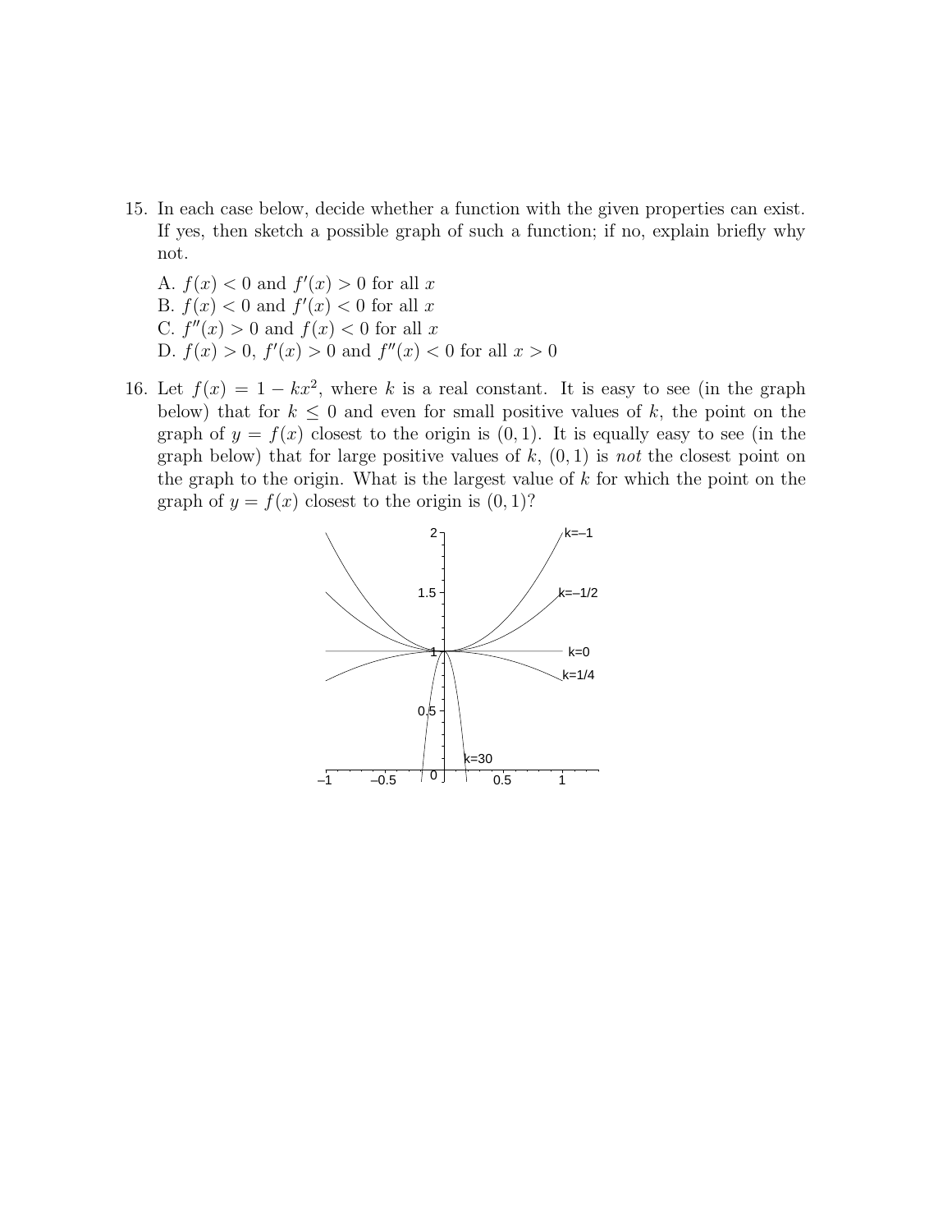15. In each case below, decide whether a function with the given properties can exist. If yes, then sketch a possible graph of such a function; if no, explain briefly why not.

    A. $f(x) < 0$ and $f'(x) > 0$ for all $x$

    B. $f(x) < 0$ and $f'(x) < 0$ for all $x$

    C. $f''(x) > 0$ and $f(x) < 0$ for all $x$

    D. $f(x) > 0$, $f'(x) > 0$ and $f''(x) < 0$ for all $x > 0$

16. Let $f(x) = 1 - kx^2$, where $k$ is a real constant. It is easy to see (in the graph below) that for $k \leq 0$ and even for small positive values of $k$, the point on the graph of $y = f(x)$ closest to the origin is $(0, 1)$. It is equally easy to see (in the graph below) that for large positive values of $k$, $(0, 1)$ is *not* the closest point on the graph to the origin. What is the largest value of $k$ for which the point on the graph of $y = f(x)$ closest to the origin is $(0, 1)$?

k=–1

k=–1/2

k=0

k=1/4

k=30

2

1.5

1

0.5

0

–1

–0.5

0.5

1